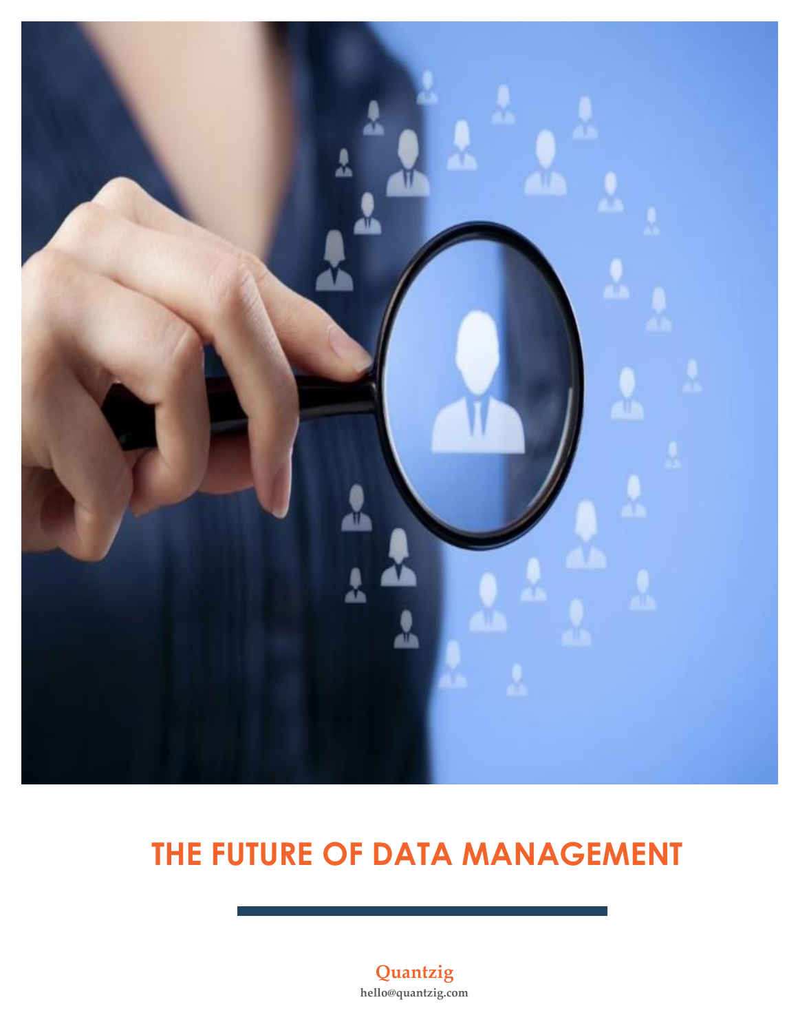# THE FUTURE OF DATA MANAGEMENT

**Quantzig**

**hello@quantzig.com**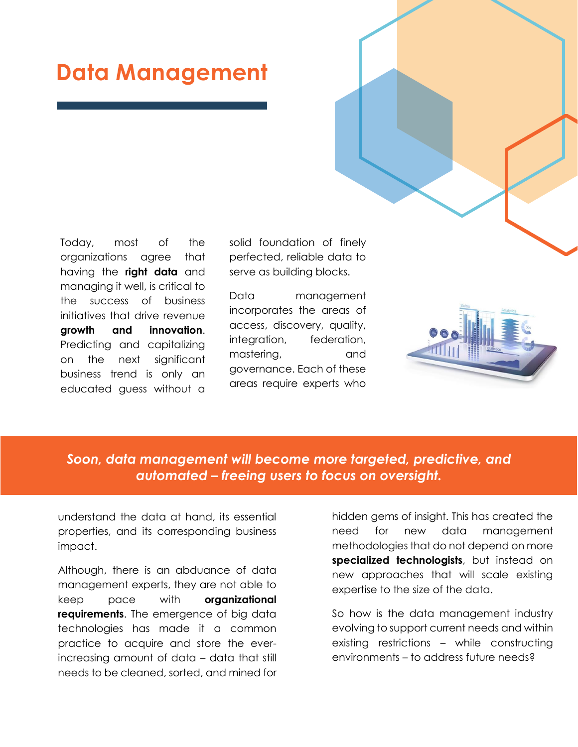# Data Management

Today, most of the organizations agree that having the **right data** and managing it well, is critical to the success of business initiatives that drive revenue **growth and innovation**. Predicting and capitalizing on the next significant business trend is only an educated guess without a solid foundation of finely perfected, reliable data to serve as building blocks.

Data management incorporates the areas of access, discovery, quality, integration, federation, mastering, and governance. Each of these areas require experts who understand the data at hand, its essential properties, and its corresponding business impact.

***Soon, data management will become more targeted, predictive, and automated – freeing users to focus on oversight.***

Although, there is an abduance of data management experts, they are not able to keep pace with **organizational requirements**. The emergence of big data technologies has made it a common practice to acquire and store the ever-increasing amount of data – data that still needs to be cleaned, sorted, and mined for hidden gems of insight. This has created the need for new data management methodologies that do not depend on more **specialized technologists**, but instead on new approaches that will scale existing expertise to the size of the data.

So how is the data management industry evolving to support current needs and within existing restrictions – while constructing environments – to address future needs?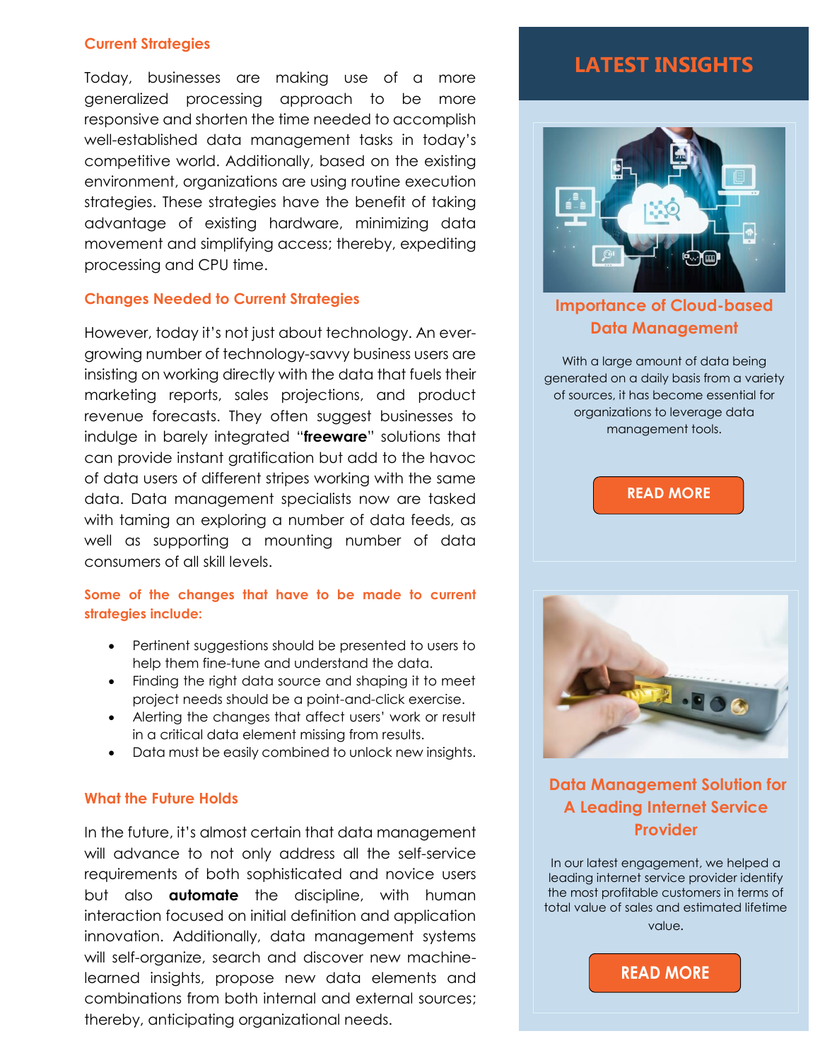## Current Strategies

Today, businesses are making use of a more generalized processing approach to be more responsive and shorten the time needed to accomplish well-established data management tasks in today's competitive world. Additionally, based on the existing environment, organizations are using routine execution strategies. These strategies have the benefit of taking advantage of existing hardware, minimizing data movement and simplifying access; thereby, expediting processing and CPU time.

## Changes Needed to Current Strategies

However, today it's not just about technology. An ever-growing number of technology-savvy business users are insisting on working directly with the data that fuels their marketing reports, sales projections, and product revenue forecasts. They often suggest businesses to indulge in barely integrated "**freeware**" solutions that can provide instant gratification but add to the havoc of data users of different stripes working with the same data. Data management specialists now are tasked with taming an exploring a number of data feeds, as well as supporting a mounting number of data consumers of all skill levels.

**Some of the changes that have to be made to current strategies include:**

- Pertinent suggestions should be presented to users to help them fine-tune and understand the data.
- Finding the right data source and shaping it to meet project needs should be a point-and-click exercise.
- Alerting the changes that affect users' work or result in a critical data element missing from results.
- Data must be easily combined to unlock new insights.

## What the Future Holds

In the future, it's almost certain that data management will advance to not only address all the self-service requirements of both sophisticated and novice users but also **automate** the discipline, with human interaction focused on initial definition and application innovation. Additionally, data management systems will self-organize, search and discover new machine-learned insights, propose new data elements and combinations from both internal and external sources; thereby, anticipating organizational needs.

## LATEST INSIGHTS

### Importance of Cloud-based Data Management

With a large amount of data being generated on a daily basis from a variety of sources, it has become essential for organizations to leverage data management tools.

READ MORE

### Data Management Solution for A Leading Internet Service Provider

In our latest engagement, we helped a leading internet service provider identify the most profitable customers in terms of total value of sales and estimated lifetime value.

READ MORE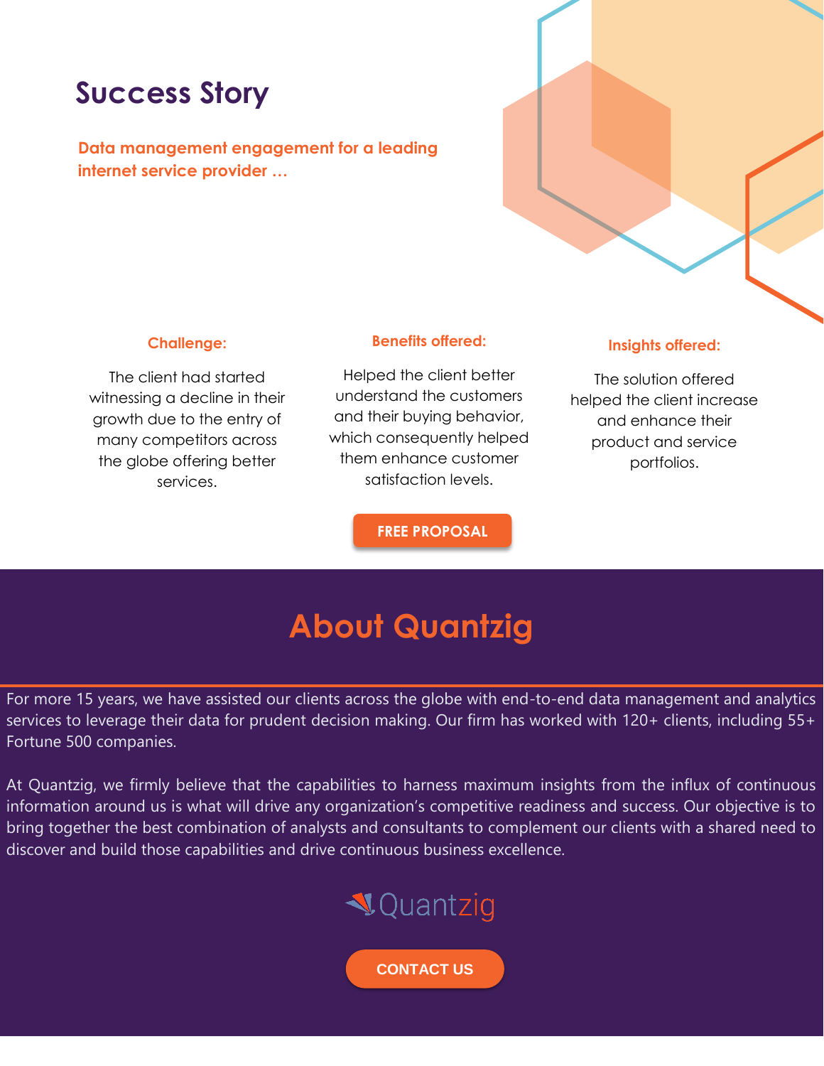# Success Story

**Data management engagement for a leading internet service provider …**

### Challenge:

The client had started witnessing a decline in their growth due to the entry of many competitors across the globe offering better services.

### Benefits offered:

Helped the client better understand the customers and their buying behavior, which consequently helped them enhance customer satisfaction levels.

### Insights offered:

The solution offered helped the client increase and enhance their product and service portfolios.

**FREE PROPOSAL**

# About Quantzig

For more 15 years, we have assisted our clients across the globe with end-to-end data management and analytics services to leverage their data for prudent decision making. Our firm has worked with 120+ clients, including 55+ Fortune 500 companies.

At Quantzig, we firmly believe that the capabilities to harness maximum insights from the influx of continuous information around us is what will drive any organization's competitive readiness and success. Our objective is to bring together the best combination of analysts and consultants to complement our clients with a shared need to discover and build those capabilities and drive continuous business excellence.

Quantzig

**CONTACT US**